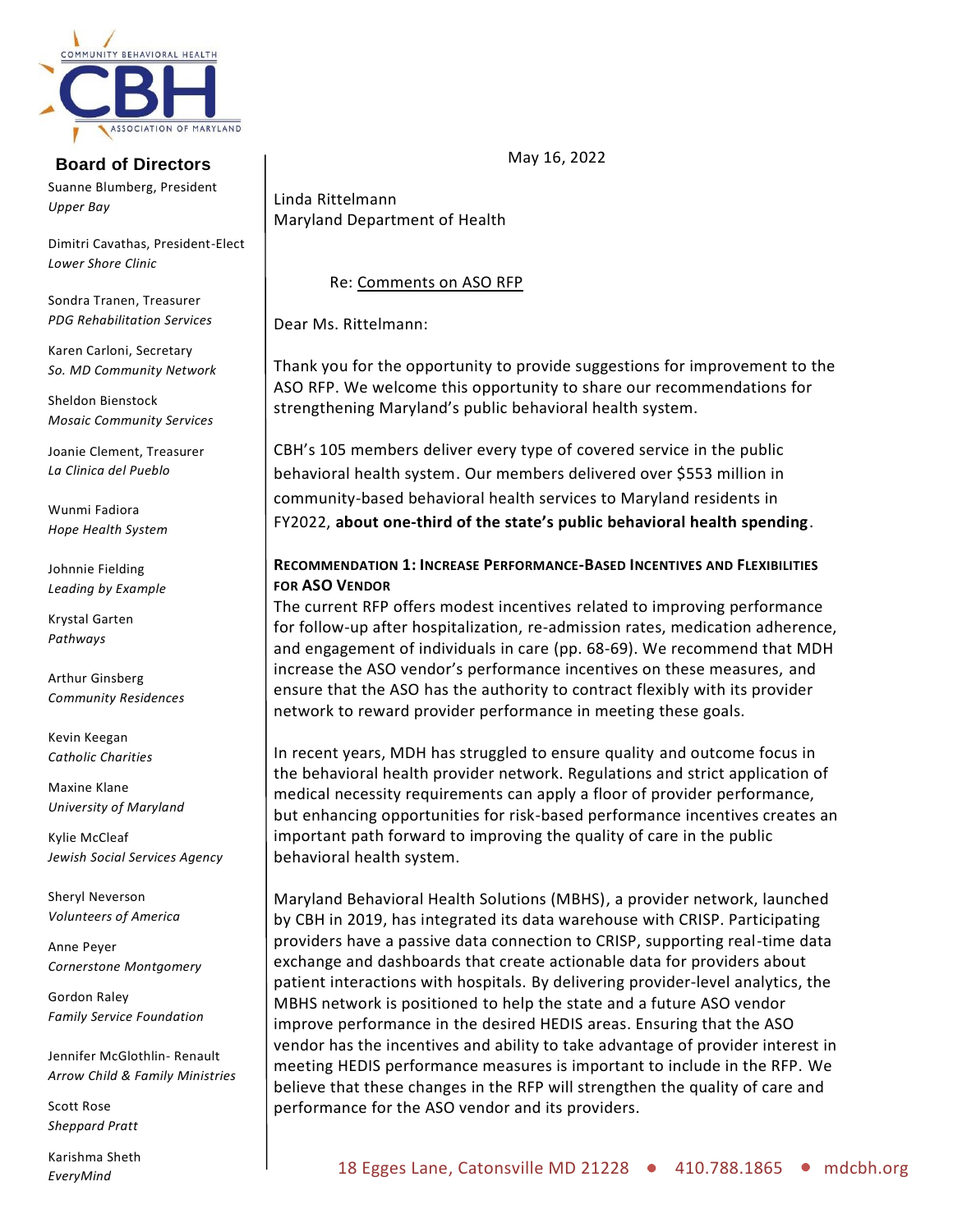COMMUNITY BEHAVIORAL HEALTH
CBH
ASSOCIATION OF MARYLAND

**Board of Directors**

Suanne Blumberg, President
*Upper Bay*

Dimitri Cavathas, President-Elect
*Lower Shore Clinic*

Sondra Tranen, Treasurer
*PDG Rehabilitation Services*

Karen Carloni, Secretary
*So. MD Community Network*

Sheldon Bienstock
*Mosaic Community Services*

Joanie Clement, Treasurer
*La Clinica del Pueblo*

Wunmi Fadiora
*Hope Health System*

Johnnie Fielding
*Leading by Example*

Krystal Garten
*Pathways*

Arthur Ginsberg
*Community Residences*

Kevin Keegan
*Catholic Charities*

Maxine Klane
*University of Maryland*

Kylie McCleaf
*Jewish Social Services Agency*

Sheryl Neverson
*Volunteers of America*

Anne Peyer
*Cornerstone Montgomery*

Gordon Raley
*Family Service Foundation*

Jennifer McGlothlin- Renault
*Arrow Child & Family Ministries*

Scott Rose
*Sheppard Pratt*

Karishma Sheth
*EveryMind*

---

May 16, 2022

Linda Rittelmann
Maryland Department of Health

Re: Comments on ASO RFP

Dear Ms. Rittelmann:

Thank you for the opportunity to provide suggestions for improvement to the ASO RFP. We welcome this opportunity to share our recommendations for strengthening Maryland's public behavioral health system.

CBH's 105 members deliver every type of covered service in the public behavioral health system. Our members delivered over $553 million in community-based behavioral health services to Maryland residents in FY2022, **about one-third of the state's public behavioral health spending**.

**RECOMMENDATION 1: INCREASE PERFORMANCE-BASED INCENTIVES AND FLEXIBILITIES FOR ASO VENDOR**

The current RFP offers modest incentives related to improving performance for follow-up after hospitalization, re-admission rates, medication adherence, and engagement of individuals in care (pp. 68-69). We recommend that MDH increase the ASO vendor's performance incentives on these measures, and ensure that the ASO has the authority to contract flexibly with its provider network to reward provider performance in meeting these goals.

In recent years, MDH has struggled to ensure quality and outcome focus in the behavioral health provider network. Regulations and strict application of medical necessity requirements can apply a floor of provider performance, but enhancing opportunities for risk-based performance incentives creates an important path forward to improving the quality of care in the public behavioral health system.

Maryland Behavioral Health Solutions (MBHS), a provider network, launched by CBH in 2019, has integrated its data warehouse with CRISP. Participating providers have a passive data connection to CRISP, supporting real-time data exchange and dashboards that create actionable data for providers about patient interactions with hospitals. By delivering provider-level analytics, the MBHS network is positioned to help the state and a future ASO vendor improve performance in the desired HEDIS areas. Ensuring that the ASO vendor has the incentives and ability to take advantage of provider interest in meeting HEDIS performance measures is important to include in the RFP. We believe that these changes in the RFP will strengthen the quality of care and performance for the ASO vendor and its providers.

18 Egges Lane, Catonsville MD 21228 ● 410.788.1865 ● mdcbh.org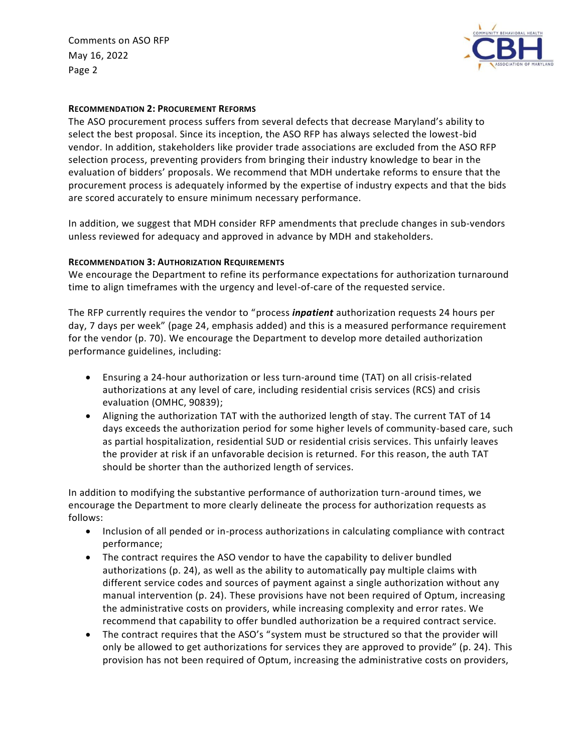**RECOMMENDATION 2: PROCUREMENT REFORMS**

The ASO procurement process suffers from several defects that decrease Maryland's ability to select the best proposal. Since its inception, the ASO RFP has always selected the lowest-bid vendor. In addition, stakeholders like provider trade associations are excluded from the ASO RFP selection process, preventing providers from bringing their industry knowledge to bear in the evaluation of bidders' proposals. We recommend that MDH undertake reforms to ensure that the procurement process is adequately informed by the expertise of industry expects and that the bids are scored accurately to ensure minimum necessary performance.

In addition, we suggest that MDH consider RFP amendments that preclude changes in sub-vendors unless reviewed for adequacy and approved in advance by MDH and stakeholders.

**RECOMMENDATION 3: AUTHORIZATION REQUIREMENTS**

We encourage the Department to refine its performance expectations for authorization turnaround time to align timeframes with the urgency and level-of-care of the requested service.

The RFP currently requires the vendor to "process ***inpatient*** authorization requests 24 hours per day, 7 days per week" (page 24, emphasis added) and this is a measured performance requirement for the vendor (p. 70). We encourage the Department to develop more detailed authorization performance guidelines, including:

- Ensuring a 24-hour authorization or less turn-around time (TAT) on all crisis-related authorizations at any level of care, including residential crisis services (RCS) and crisis evaluation (OMHC, 90839);
- Aligning the authorization TAT with the authorized length of stay. The current TAT of 14 days exceeds the authorization period for some higher levels of community-based care, such as partial hospitalization, residential SUD or residential crisis services. This unfairly leaves the provider at risk if an unfavorable decision is returned. For this reason, the auth TAT should be shorter than the authorized length of services.

In addition to modifying the substantive performance of authorization turn-around times, we encourage the Department to more clearly delineate the process for authorization requests as follows:

- Inclusion of all pended or in-process authorizations in calculating compliance with contract performance;
- The contract requires the ASO vendor to have the capability to deliver bundled authorizations (p. 24), as well as the ability to automatically pay multiple claims with different service codes and sources of payment against a single authorization without any manual intervention (p. 24). These provisions have not been required of Optum, increasing the administrative costs on providers, while increasing complexity and error rates. We recommend that capability to offer bundled authorization be a required contract service.
- The contract requires that the ASO's "system must be structured so that the provider will only be allowed to get authorizations for services they are approved to provide" (p. 24). This provision has not been required of Optum, increasing the administrative costs on providers,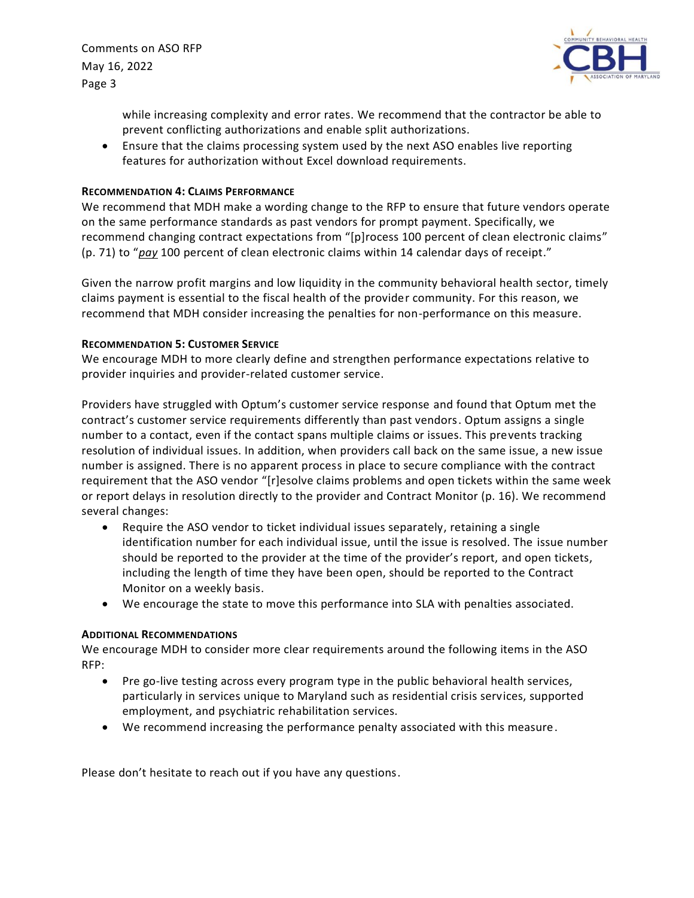while increasing complexity and error rates. We recommend that the contractor be able to prevent conflicting authorizations and enable split authorizations.
- Ensure that the claims processing system used by the next ASO enables live reporting features for authorization without Excel download requirements.

**RECOMMENDATION 4: CLAIMS PERFORMANCE**

We recommend that MDH make a wording change to the RFP to ensure that future vendors operate on the same performance standards as past vendors for prompt payment. Specifically, we recommend changing contract expectations from "[p]rocess 100 percent of clean electronic claims" (p. 71) to "*pay* 100 percent of clean electronic claims within 14 calendar days of receipt."

Given the narrow profit margins and low liquidity in the community behavioral health sector, timely claims payment is essential to the fiscal health of the provider community. For this reason, we recommend that MDH consider increasing the penalties for non-performance on this measure.

**RECOMMENDATION 5: CUSTOMER SERVICE**

We encourage MDH to more clearly define and strengthen performance expectations relative to provider inquiries and provider-related customer service.

Providers have struggled with Optum's customer service response and found that Optum met the contract's customer service requirements differently than past vendors. Optum assigns a single number to a contact, even if the contact spans multiple claims or issues. This prevents tracking resolution of individual issues. In addition, when providers call back on the same issue, a new issue number is assigned. There is no apparent process in place to secure compliance with the contract requirement that the ASO vendor "[r]esolve claims problems and open tickets within the same week or report delays in resolution directly to the provider and Contract Monitor (p. 16). We recommend several changes:

- Require the ASO vendor to ticket individual issues separately, retaining a single identification number for each individual issue, until the issue is resolved. The issue number should be reported to the provider at the time of the provider's report, and open tickets, including the length of time they have been open, should be reported to the Contract Monitor on a weekly basis.
- We encourage the state to move this performance into SLA with penalties associated.

**ADDITIONAL RECOMMENDATIONS**

We encourage MDH to consider more clear requirements around the following items in the ASO RFP:

- Pre go-live testing across every program type in the public behavioral health services, particularly in services unique to Maryland such as residential crisis services, supported employment, and psychiatric rehabilitation services.
- We recommend increasing the performance penalty associated with this measure.

Please don't hesitate to reach out if you have any questions.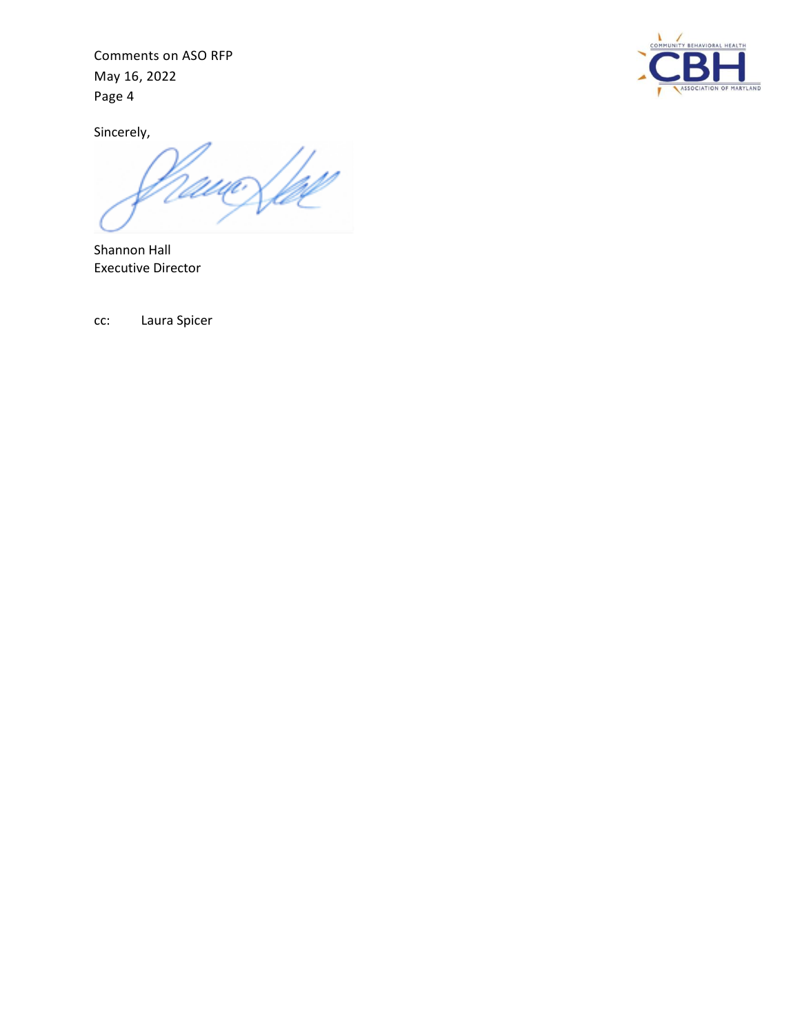Sincerely,

Shannon Hall
Executive Director

cc: Laura Spicer